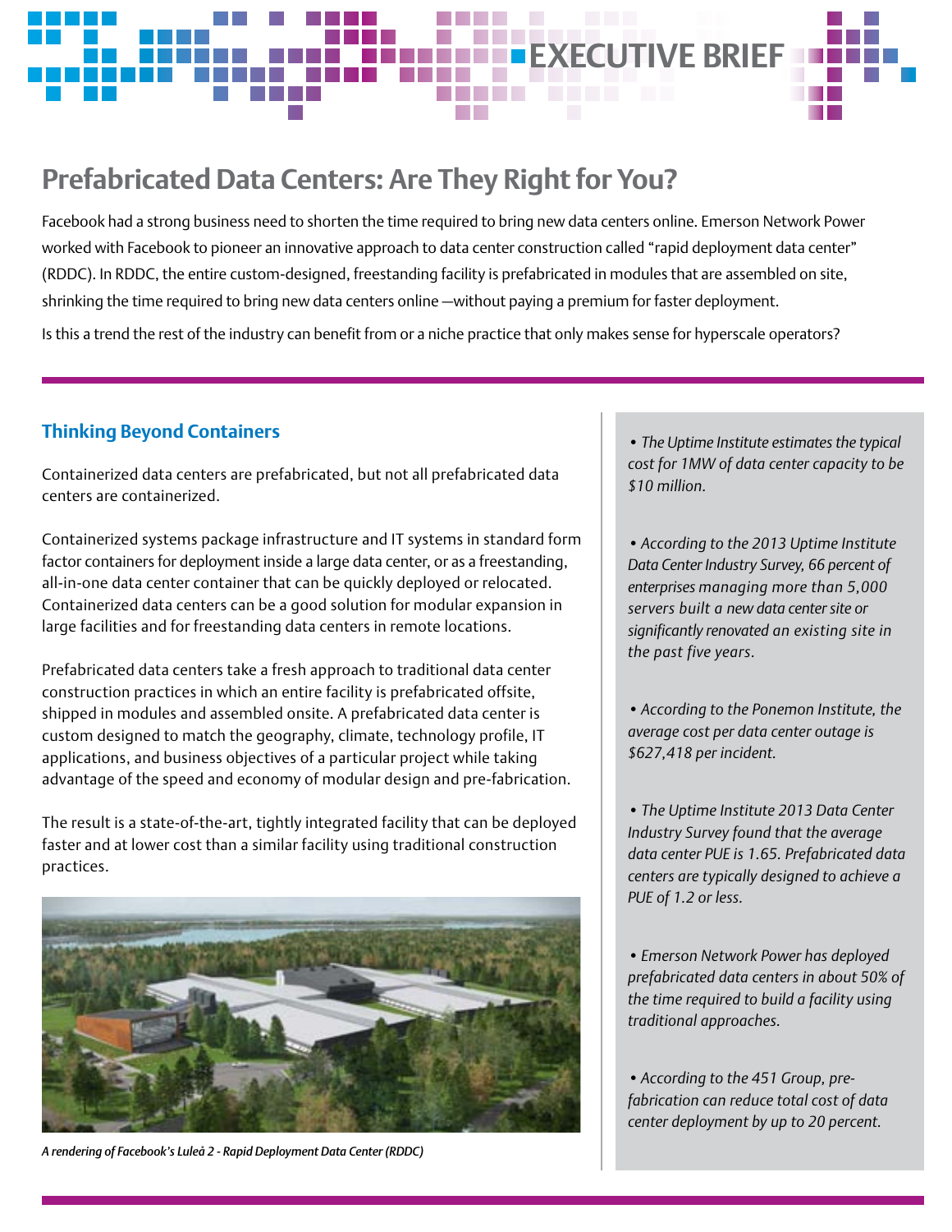EXECUTIVE BRIEF

# Prefabricated Data Centers: Are They Right for You?

Facebook had a strong business need to shorten the time required to bring new data centers online. Emerson Network Power worked with Facebook to pioneer an innovative approach to data center construction called "rapid deployment data center" (RDDC). In RDDC, the entire custom-designed, freestanding facility is prefabricated in modules that are assembled on site, shrinking the time required to bring new data centers online —without paying a premium for faster deployment.

Is this a trend the rest of the industry can benefit from or a niche practice that only makes sense for hyperscale operators?

## Thinking Beyond Containers

Containerized data centers are prefabricated, but not all prefabricated data centers are containerized.

Containerized systems package infrastructure and IT systems in standard form factor containers for deployment inside a large data center, or as a freestanding, all-in-one data center container that can be quickly deployed or relocated. Containerized data centers can be a good solution for modular expansion in large facilities and for freestanding data centers in remote locations.

Prefabricated data centers take a fresh approach to traditional data center construction practices in which an entire facility is prefabricated offsite, shipped in modules and assembled onsite. A prefabricated data center is custom designed to match the geography, climate, technology profile, IT applications, and business objectives of a particular project while taking advantage of the speed and economy of modular design and pre-fabrication.

The result is a state-of-the-art, tightly integrated facility that can be deployed faster and at lower cost than a similar facility using traditional construction practices.

*A rendering of Facebook's Luleå 2 - Rapid Deployment Data Center (RDDC)*

- *The Uptime Institute estimates the typical cost for 1MW of data center capacity to be $10 million.*
- *According to the 2013 Uptime Institute Data Center Industry Survey, 66 percent of enterprises managing more than 5,000 servers built a new data center site or significantly renovated an existing site in the past five years.*
- *According to the Ponemon Institute, the average cost per data center outage is $627,418 per incident.*
- *The Uptime Institute 2013 Data Center Industry Survey found that the average data center PUE is 1.65. Prefabricated data centers are typically designed to achieve a PUE of 1.2 or less.*
- *Emerson Network Power has deployed prefabricated data centers in about 50% of the time required to build a facility using traditional approaches.*
- *According to the 451 Group, pre-fabrication can reduce total cost of data center deployment by up to 20 percent.*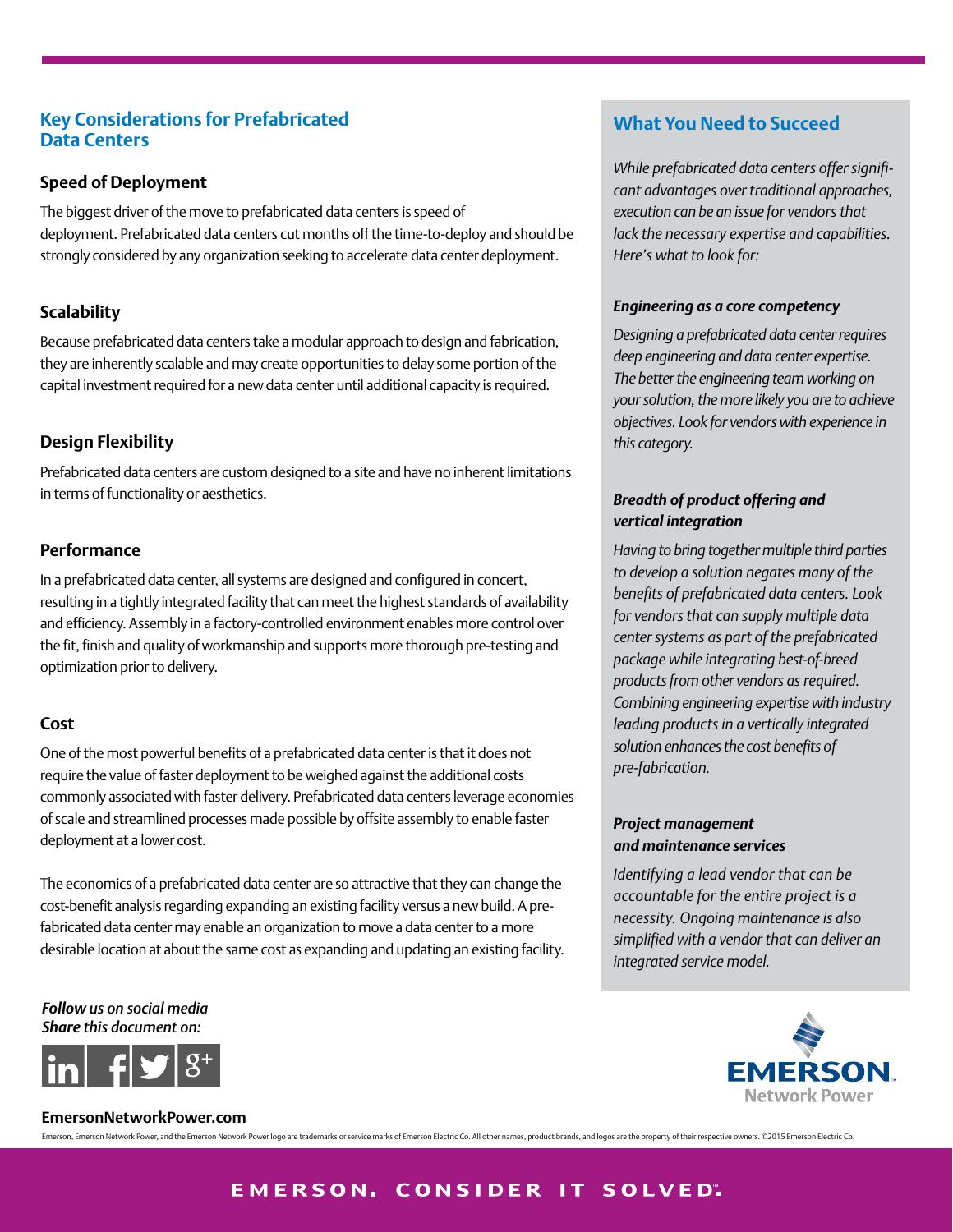## Key Considerations for Prefabricated Data Centers

### Speed of Deployment

The biggest driver of the move to prefabricated data centers is speed of deployment. Prefabricated data centers cut months off the time-to-deploy and should be strongly considered by any organization seeking to accelerate data center deployment.

### Scalability

Because prefabricated data centers take a modular approach to design and fabrication, they are inherently scalable and may create opportunities to delay some portion of the capital investment required for a new data center until additional capacity is required.

### Design Flexibility

Prefabricated data centers are custom designed to a site and have no inherent limitations in terms of functionality or aesthetics.

### Performance

In a prefabricated data center, all systems are designed and configured in concert, resulting in a tightly integrated facility that can meet the highest standards of availability and efficiency. Assembly in a factory-controlled environment enables more control over the fit, finish and quality of workmanship and supports more thorough pre-testing and optimization prior to delivery.

### Cost

One of the most powerful benefits of a prefabricated data center is that it does not require the value of faster deployment to be weighed against the additional costs commonly associated with faster delivery. Prefabricated data centers leverage economies of scale and streamlined processes made possible by offsite assembly to enable faster deployment at a lower cost.

The economics of a prefabricated data center are so attractive that they can change the cost-benefit analysis regarding expanding an existing facility versus a new build. A pre-fabricated data center may enable an organization to move a data center to a more desirable location at about the same cost as expanding and updating an existing facility.

## What You Need to Succeed

*While prefabricated data centers offer significant advantages over traditional approaches, execution can be an issue for vendors that lack the necessary expertise and capabilities. Here's what to look for:*

***Engineering as a core competency***

*Designing a prefabricated data center requires deep engineering and data center expertise. The better the engineering team working on your solution, the more likely you are to achieve objectives. Look for vendors with experience in this category.*

***Breadth of product offering and vertical integration***

*Having to bring together multiple third parties to develop a solution negates many of the benefits of prefabricated data centers. Look for vendors that can supply multiple data center systems as part of the prefabricated package while integrating best-of-breed products from other vendors as required. Combining engineering expertise with industry leading products in a vertically integrated solution enhances the cost benefits of pre-fabrication.*

***Project management and maintenance services***

*Identifying a lead vendor that can be accountable for the entire project is a necessity. Ongoing maintenance is also simplified with a vendor that can deliver an integrated service model.*

***Follow us on social media***
***Share this document on:***

**EmersonNetworkPower.com**

Emerson, Emerson Network Power, and the Emerson Network Power logo are trademarks or service marks of Emerson Electric Co. All other names, product brands, and logos are the property of their respective owners. ©2015 Emerson Electric Co.

EMERSON. CONSIDER IT SOLVED.™